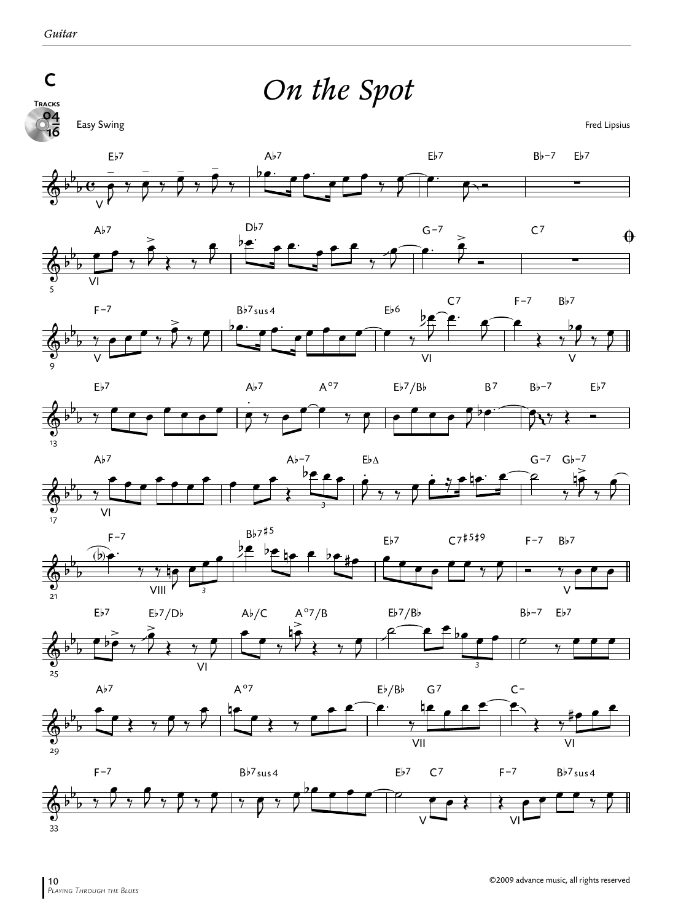# On the Spot

C

Tracks 04 / 16

Easy Swing

Fred Lipsius

©2009 advance music, all rights reserved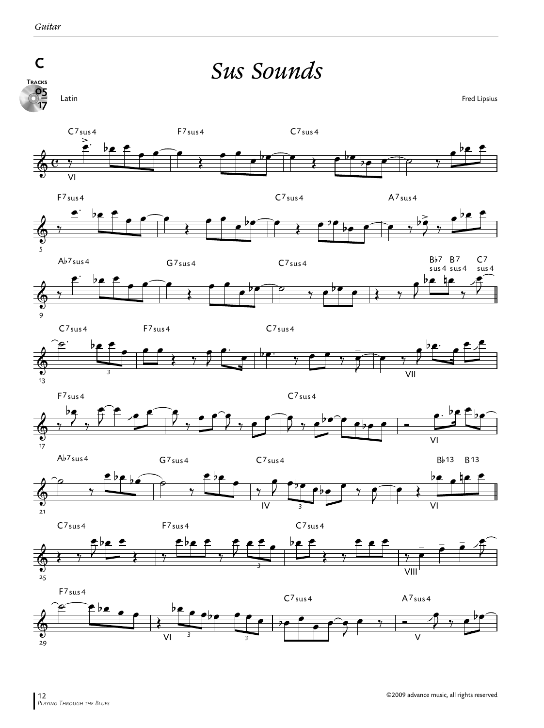C

# *Sus Sounds*

Latin

Fred Lipsius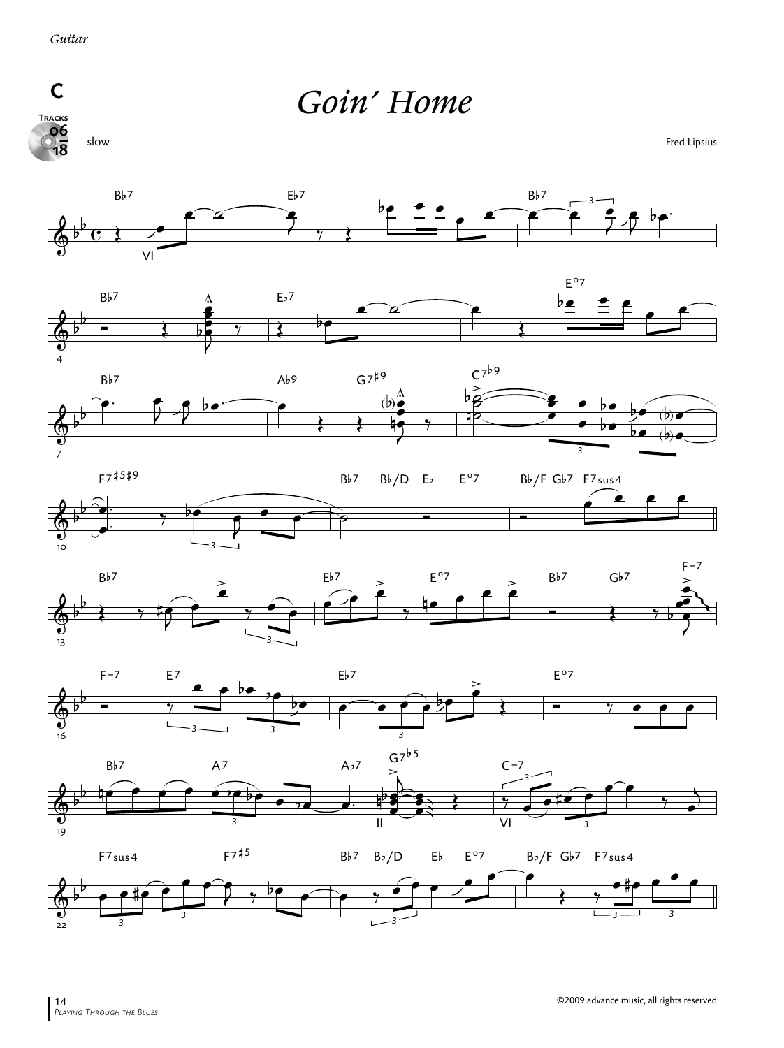C

# *Goin' Home*

slow

Fred Lipsius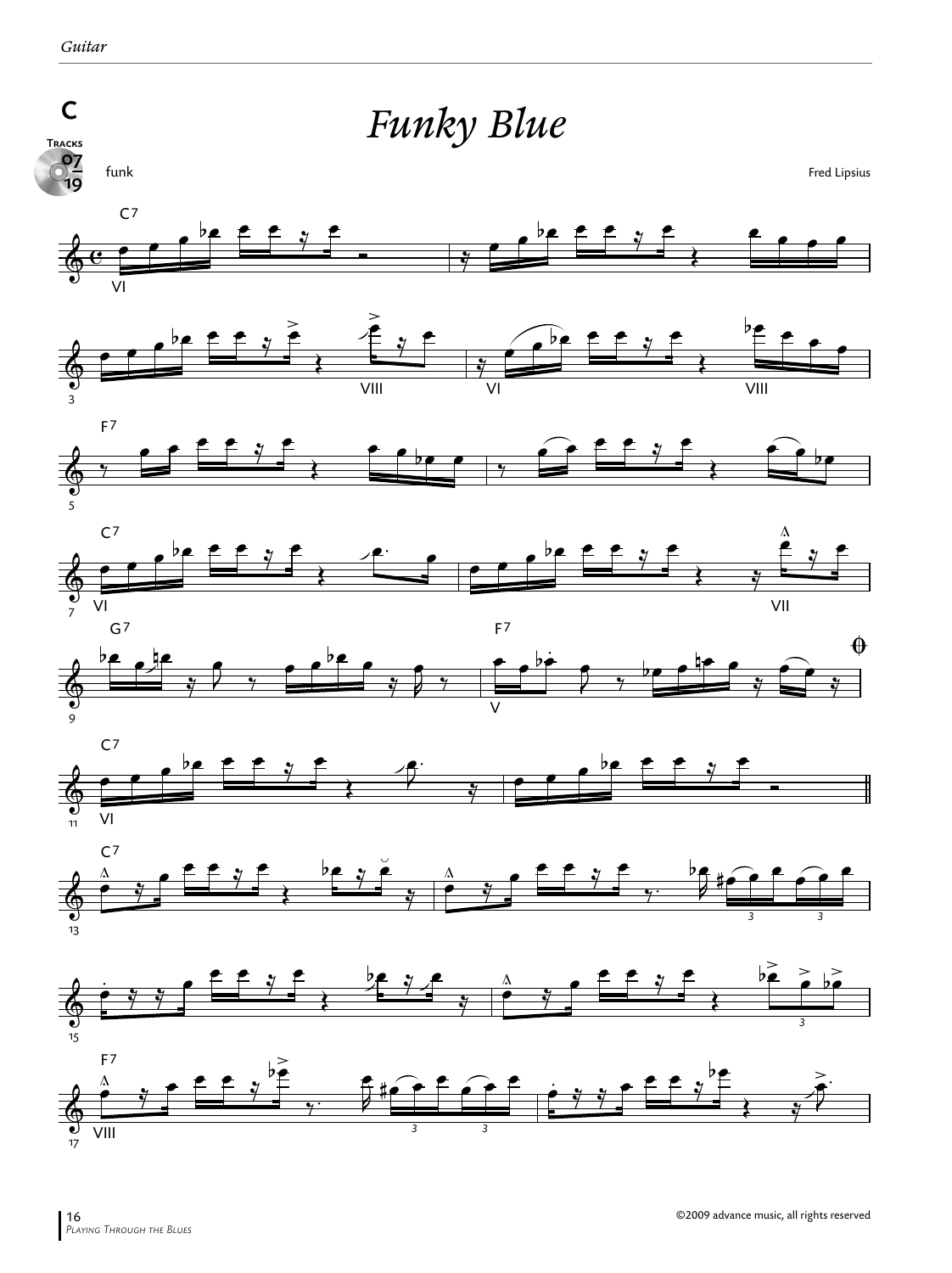C

# *Funky Blue*

Tracks 07 / 19

funk

Fred Lipsius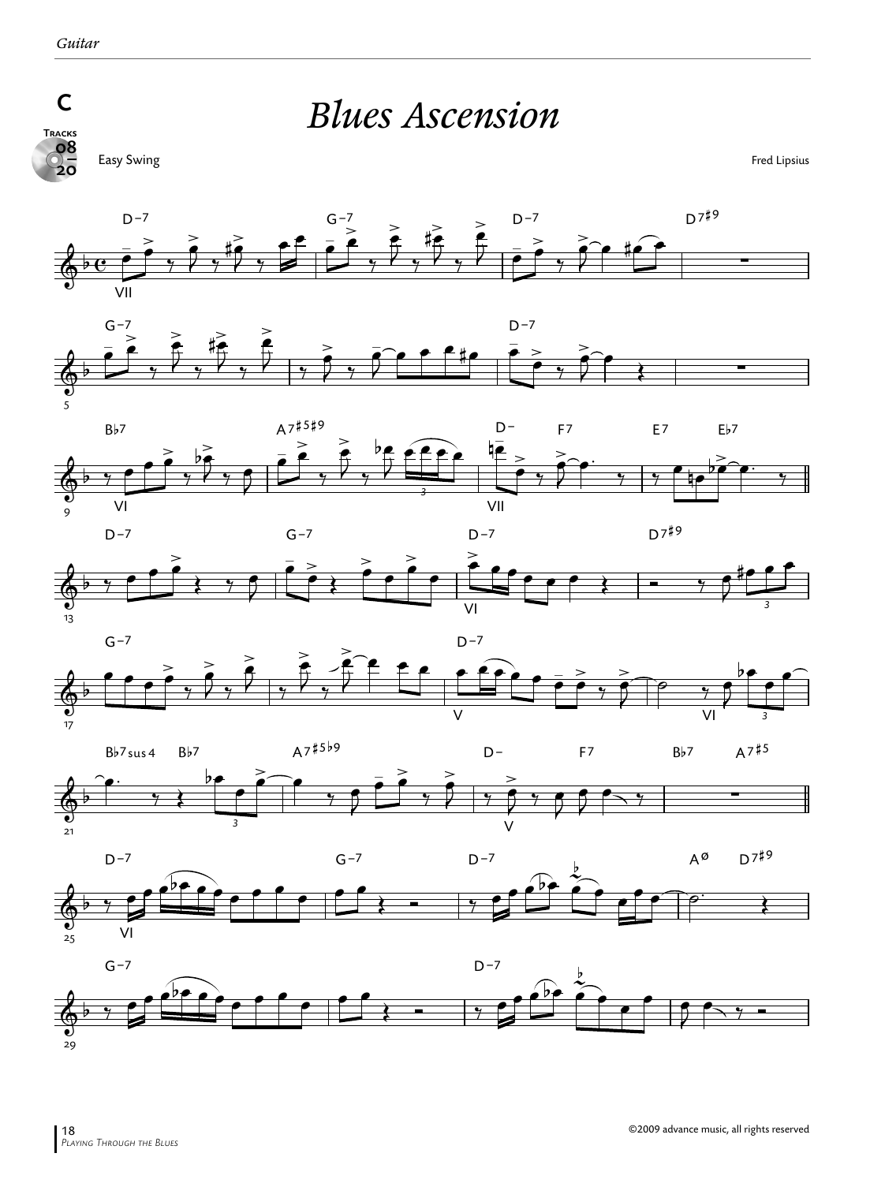# Blues Ascension

C

Tracks 08 / 20

Easy Swing

Fred Lipsius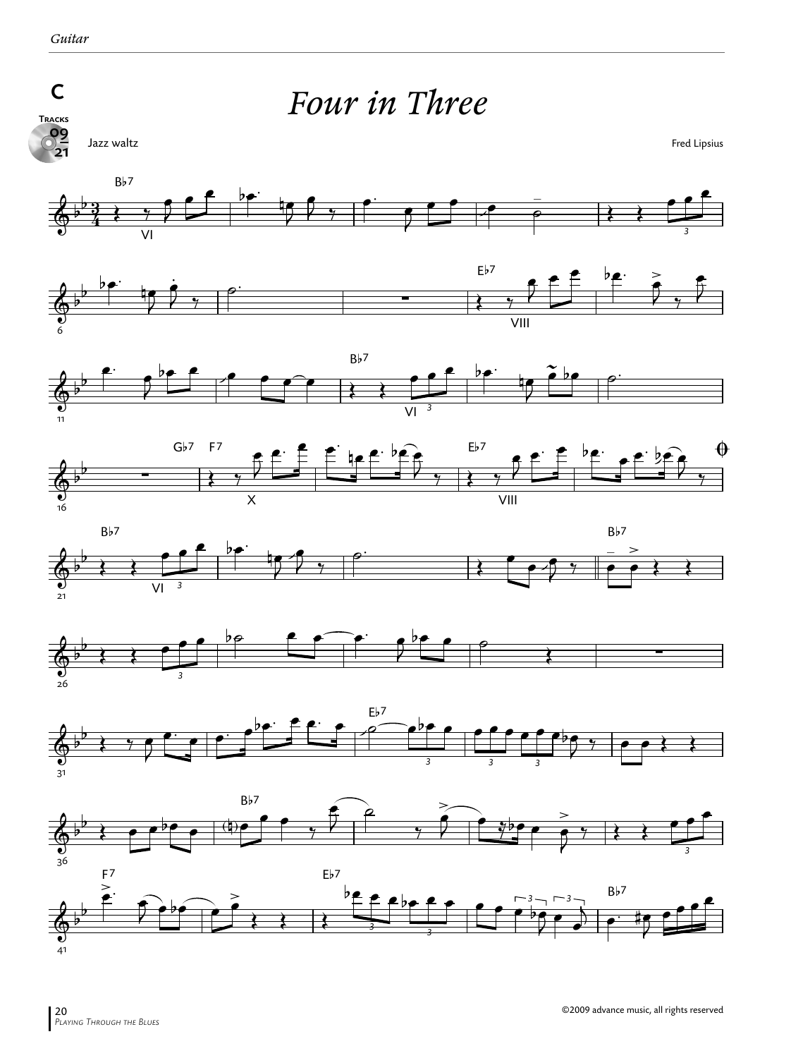C

Tracks 09 / 21

# *Four in Three*

Jazz waltz

Fred Lipsius

©2009 advance music, all rights reserved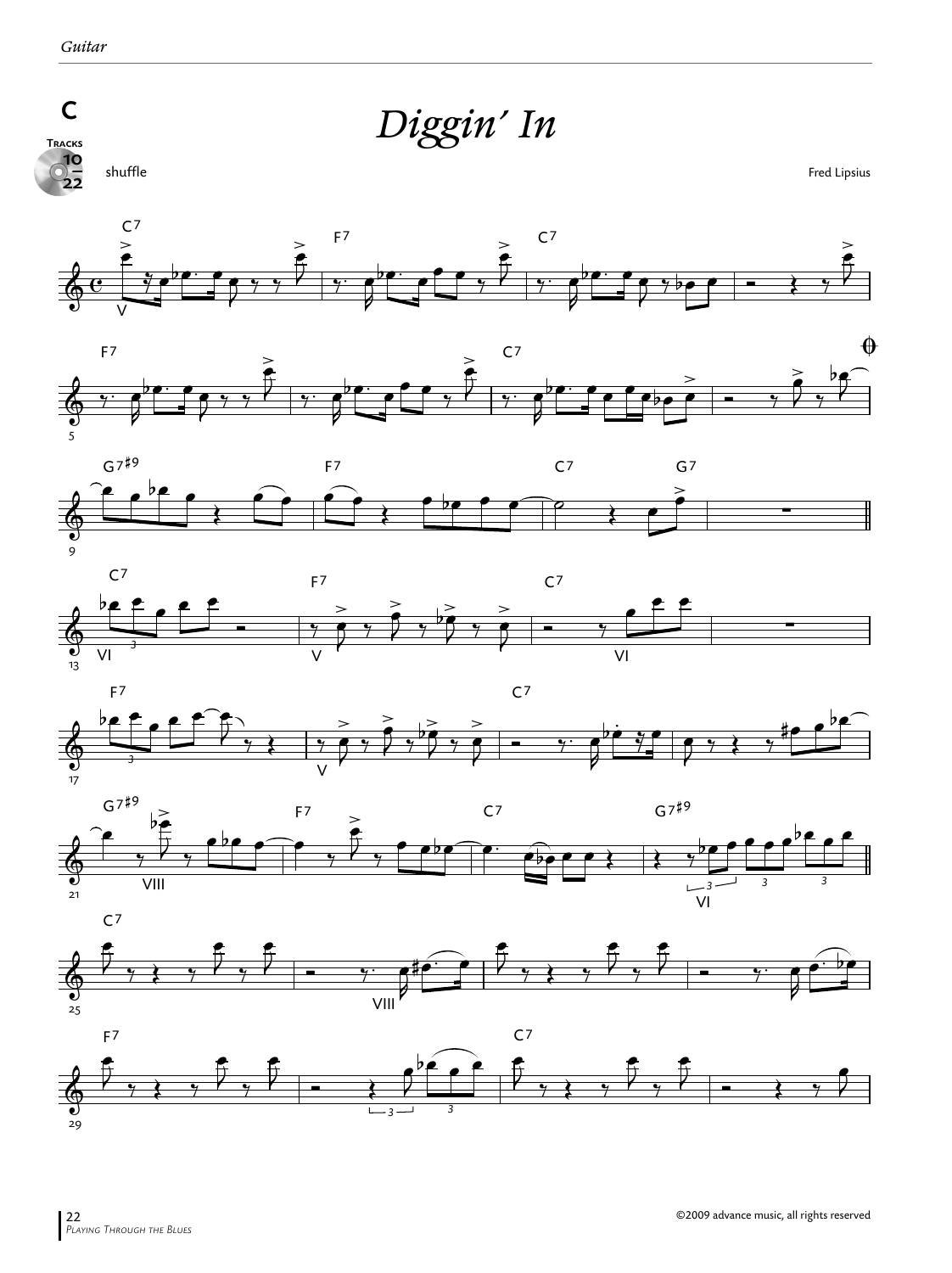C

# *Diggin' In*

Tracks 10 – 22

shuffle

Fred Lipsius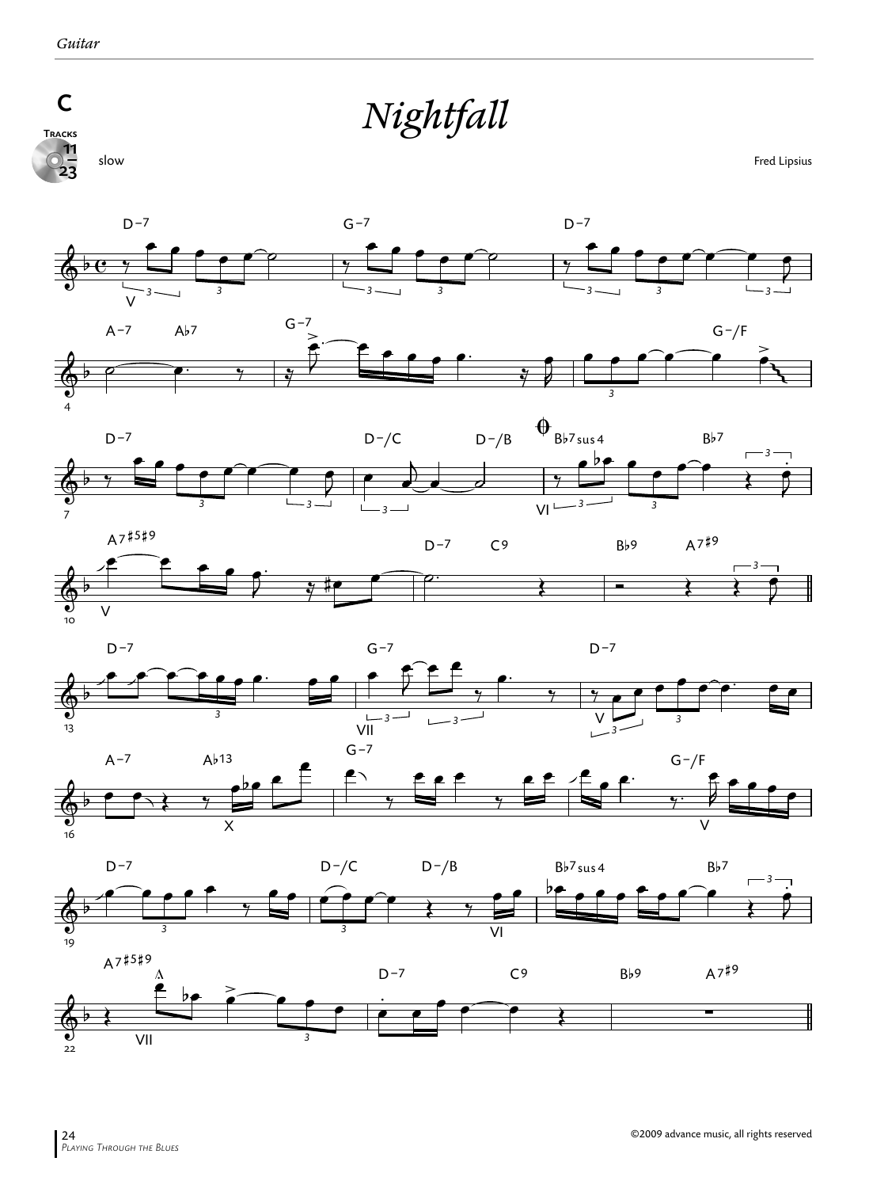# Nightfall

C

Tracks 11 / 23

slow

Fred Lipsius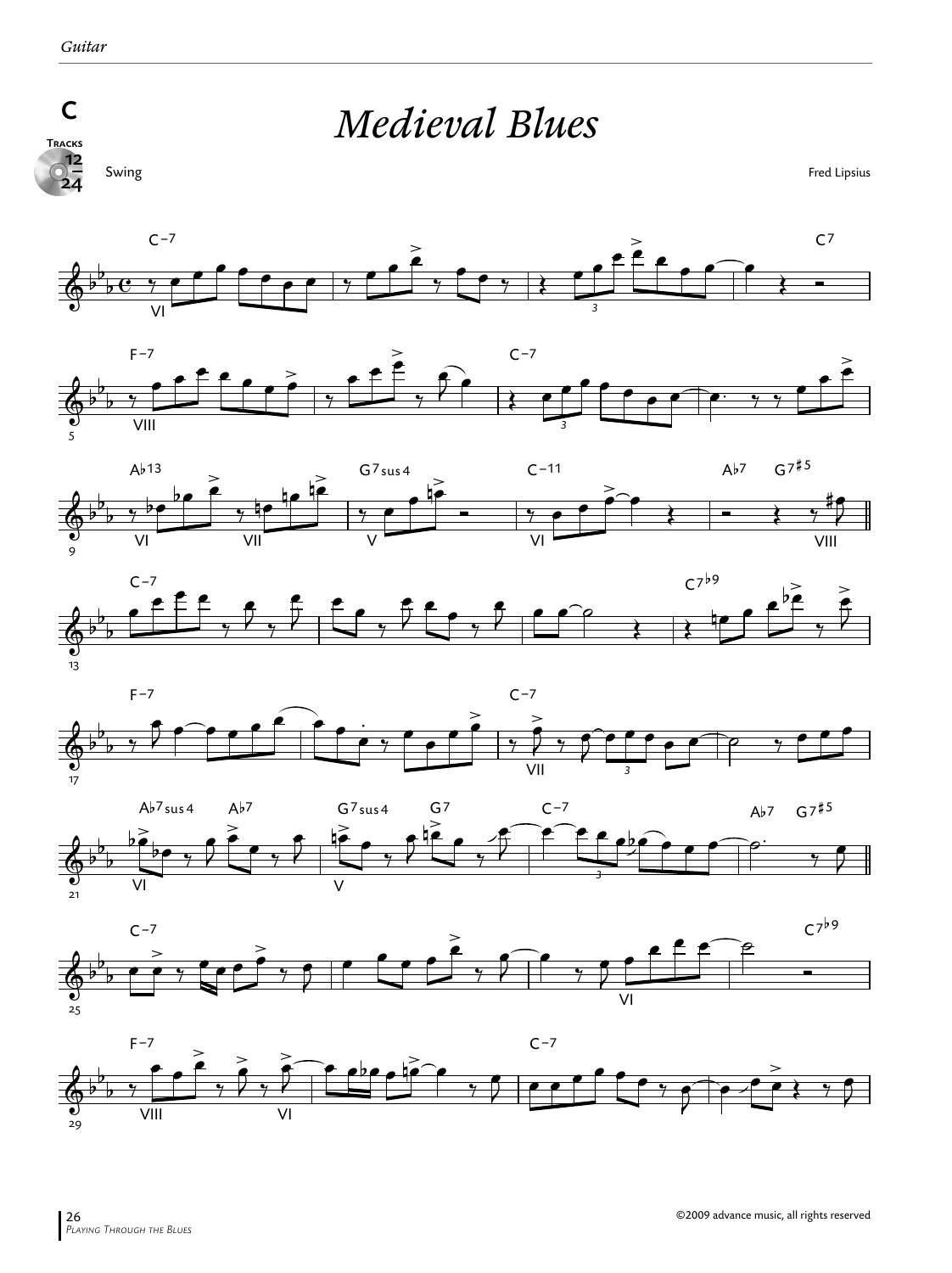# Medieval Blues

C

Tracks 12 / 24

Swing

Fred Lipsius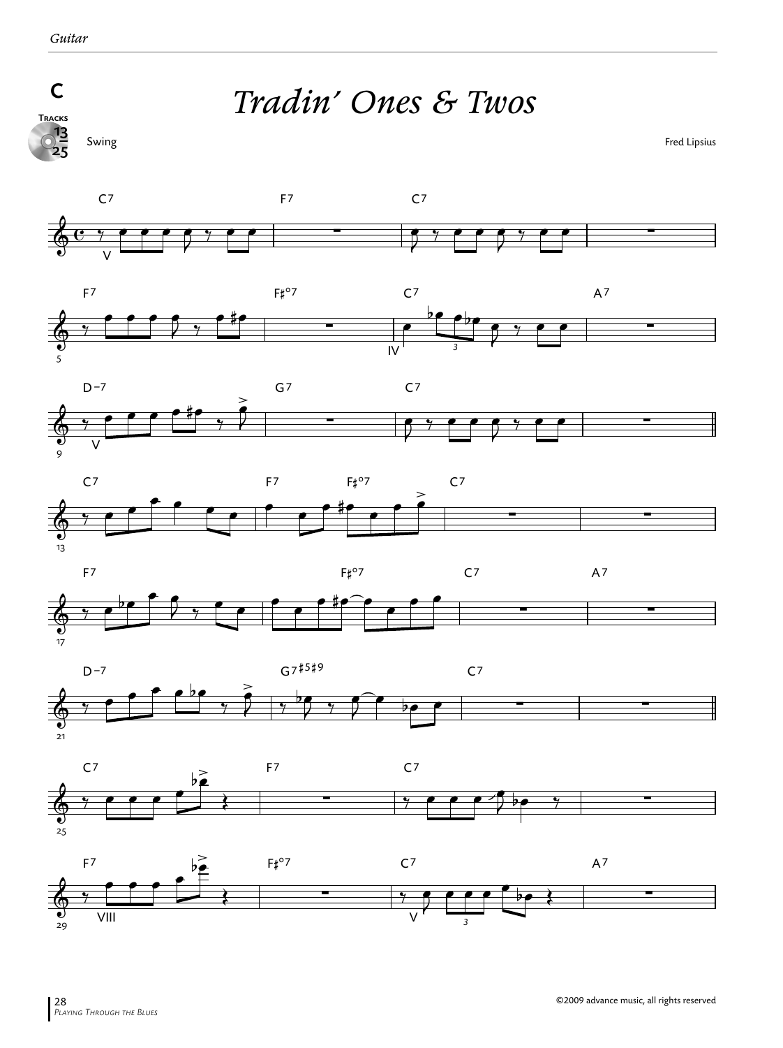# Tradin' Ones & Twos

C

Tracks 13 / 25

Swing

Fred Lipsius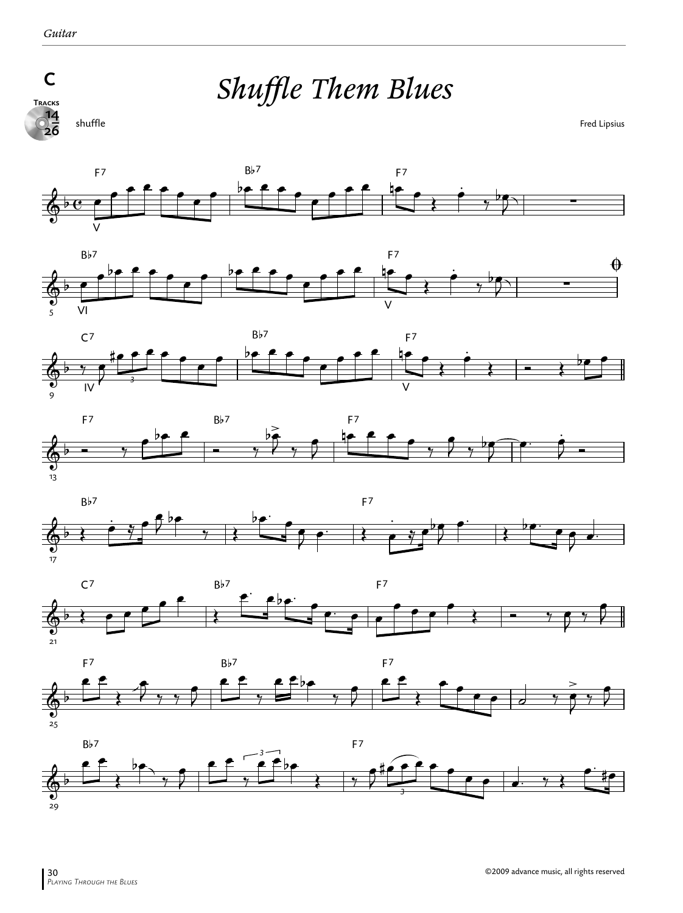C

# *Shuffle Them Blues*

Tracks 14/26

shuffle

Fred Lipsius

©2009 advance music, all rights reserved